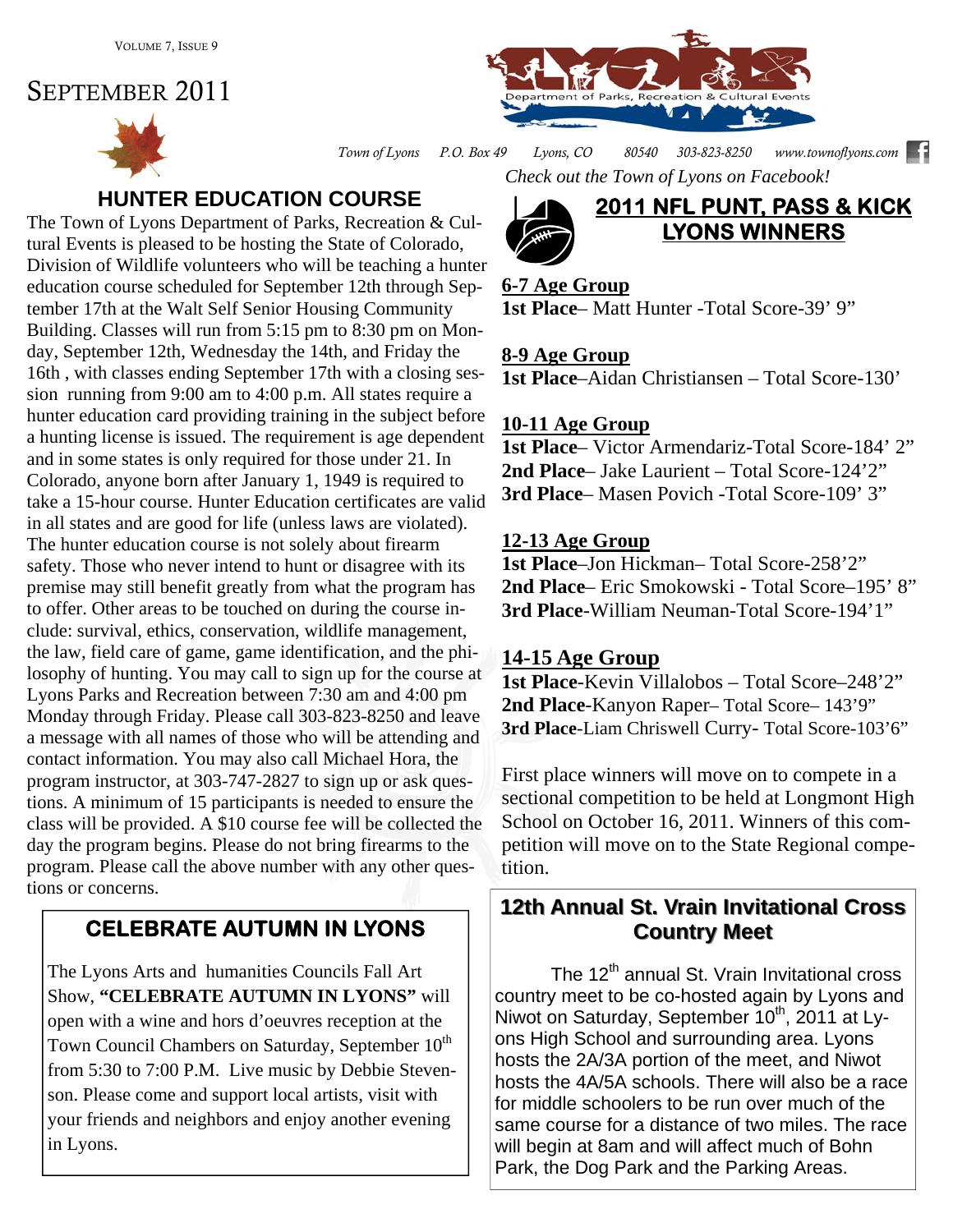# SEPTEMBER 2011

Department of Parks, Recreation & Cultural Events

*Town of Lyons P.O. Box 49 Lyons, CO 80540 303-823-8250 www.townoflyons.com*

*Check out the Town of Lyons on Facebook!*

## HUNTER EDUCATION COURSE

The Town of Lyons Department of Parks, Recreation & Cultural Events is pleased to be hosting the State of Colorado, Division of Wildlife volunteers who will be teaching a hunter education course scheduled for September 12th through September 17th at the Walt Self Senior Housing Community Building. Classes will run from 5:15 pm to 8:30 pm on Monday, September 12th, Wednesday the 14th, and Friday the 16th , with classes ending September 17th with a closing session running from 9:00 am to 4:00 p.m. All states require a hunter education card providing training in the subject before a hunting license is issued. The requirement is age dependent and in some states is only required for those under 21. In Colorado, anyone born after January 1, 1949 is required to take a 15-hour course. Hunter Education certificates are valid in all states and are good for life (unless laws are violated). The hunter education course is not solely about firearm safety. Those who never intend to hunt or disagree with its premise may still benefit greatly from what the program has to offer. Other areas to be touched on during the course include: survival, ethics, conservation, wildlife management, the law, field care of game, game identification, and the philosophy of hunting. You may call to sign up for the course at Lyons Parks and Recreation between 7:30 am and 4:00 pm Monday through Friday. Please call 303-823-8250 and leave a message with all names of those who will be attending and contact information. You may also call Michael Hora, the program instructor, at 303-747-2827 to sign up or ask questions. A minimum of 15 participants is needed to ensure the class will be provided. A $10 course fee will be collected the day the program begins. Please do not bring firearms to the program. Please call the above number with any other questions or concerns.

## CELEBRATE AUTUMN IN LYONS

The Lyons Arts and humanities Councils Fall Art Show, **"CELEBRATE AUTUMN IN LYONS"** will open with a wine and hors d'oeuvres reception at the Town Council Chambers on Saturday, September 10th from 5:30 to 7:00 P.M. Live music by Debbie Stevenson. Please come and support local artists, visit with your friends and neighbors and enjoy another evening in Lyons.

## 2011 NFL PUNT, PASS & KICK LYONS WINNERS

**6-7 Age Group**
**1st Place**– Matt Hunter -Total Score-39' 9"

**8-9 Age Group**
**1st Place**–Aidan Christiansen – Total Score-130'

**10-11 Age Group**
**1st Place**– Victor Armendariz-Total Score-184' 2"
**2nd Place**– Jake Laurient – Total Score-124'2"
**3rd Place**– Masen Povich -Total Score-109' 3"

**12-13 Age Group**
**1st Place**–Jon Hickman– Total Score-258'2"
**2nd Place**– Eric Smokowski - Total Score–195' 8"
**3rd Place**-William Neuman-Total Score-194'1"

**14-15 Age Group**
**1st Place**-Kevin Villalobos – Total Score–248'2"
**2nd Place**-Kanyon Raper– Total Score– 143'9"
**3rd Place**-Liam Chriswell Curry- Total Score-103'6"

First place winners will move on to compete in a sectional competition to be held at Longmont High School on October 16, 2011. Winners of this competition will move on to the State Regional competition.

## 12th Annual St. Vrain Invitational Cross Country Meet

The 12th annual St. Vrain Invitational cross country meet to be co-hosted again by Lyons and Niwot on Saturday, September 10th, 2011 at Lyons High School and surrounding area. Lyons hosts the 2A/3A portion of the meet, and Niwot hosts the 4A/5A schools. There will also be a race for middle schoolers to be run over much of the same course for a distance of two miles. The race will begin at 8am and will affect much of Bohn Park, the Dog Park and the Parking Areas.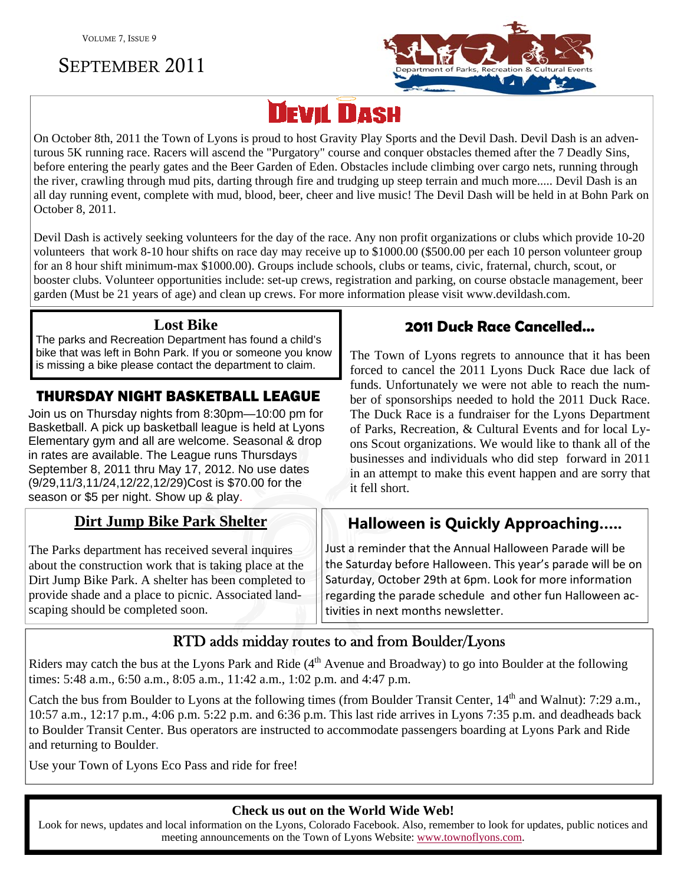SEPTEMBER 2011

# DEVIL DASH

On October 8th, 2011 the Town of Lyons is proud to host Gravity Play Sports and the Devil Dash. Devil Dash is an adventurous 5K running race. Racers will ascend the "Purgatory" course and conquer obstacles themed after the 7 Deadly Sins, before entering the pearly gates and the Beer Garden of Eden. Obstacles include climbing over cargo nets, running through the river, crawling through mud pits, darting through fire and trudging up steep terrain and much more..... Devil Dash is an all day running event, complete with mud, blood, beer, cheer and live music! The Devil Dash will be held in at Bohn Park on October 8, 2011.

Devil Dash is actively seeking volunteers for the day of the race. Any non profit organizations or clubs which provide 10-20 volunteers that work 8-10 hour shifts on race day may receive up to $1000.00 ($500.00 per each 10 person volunteer group for an 8 hour shift minimum-max $1000.00). Groups include schools, clubs or teams, civic, fraternal, church, scout, or booster clubs. Volunteer opportunities include: set-up crews, registration and parking, on course obstacle management, beer garden (Must be 21 years of age) and clean up crews. For more information please visit www.devildash.com.

## Lost Bike

The parks and Recreation Department has found a child's bike that was left in Bohn Park. If you or someone you know is missing a bike please contact the department to claim.

## THURSDAY NIGHT BASKETBALL LEAGUE

Join us on Thursday nights from 8:30pm—10:00 pm for Basketball. A pick up basketball league is held at Lyons Elementary gym and all are welcome. Seasonal & drop in rates are available. The League runs Thursdays September 8, 2011 thru May 17, 2012. No use dates (9/29,11/3,11/24,12/22,12/29)Cost is $70.00 for the season or $5 per night. Show up & play.

## 2011 Duck Race Cancelled…

The Town of Lyons regrets to announce that it has been forced to cancel the 2011 Lyons Duck Race due lack of funds. Unfortunately we were not able to reach the number of sponsorships needed to hold the 2011 Duck Race. The Duck Race is a fundraiser for the Lyons Department of Parks, Recreation, & Cultural Events and for local Lyons Scout organizations. We would like to thank all of the businesses and individuals who did step forward in 2011 in an attempt to make this event happen and are sorry that it fell short.

## Dirt Jump Bike Park Shelter

The Parks department has received several inquires about the construction work that is taking place at the Dirt Jump Bike Park. A shelter has been completed to provide shade and a place to picnic. Associated landscaping should be completed soon.

## Halloween is Quickly Approaching…..

Just a reminder that the Annual Halloween Parade will be the Saturday before Halloween. This year's parade will be on Saturday, October 29th at 6pm. Look for more information regarding the parade schedule and other fun Halloween activities in next months newsletter.

## RTD adds midday routes to and from Boulder/Lyons

Riders may catch the bus at the Lyons Park and Ride (4th Avenue and Broadway) to go into Boulder at the following times: 5:48 a.m., 6:50 a.m., 8:05 a.m., 11:42 a.m., 1:02 p.m. and 4:47 p.m.

Catch the bus from Boulder to Lyons at the following times (from Boulder Transit Center, 14th and Walnut): 7:29 a.m., 10:57 a.m., 12:17 p.m., 4:06 p.m. 5:22 p.m. and 6:36 p.m. This last ride arrives in Lyons 7:35 p.m. and deadheads back to Boulder Transit Center. Bus operators are instructed to accommodate passengers boarding at Lyons Park and Ride and returning to Boulder.

Use your Town of Lyons Eco Pass and ride for free!

**Check us out on the World Wide Web!**

Look for news, updates and local information on the Lyons, Colorado Facebook. Also, remember to look for updates, public notices and meeting announcements on the Town of Lyons Website: www.townoflyons.com.